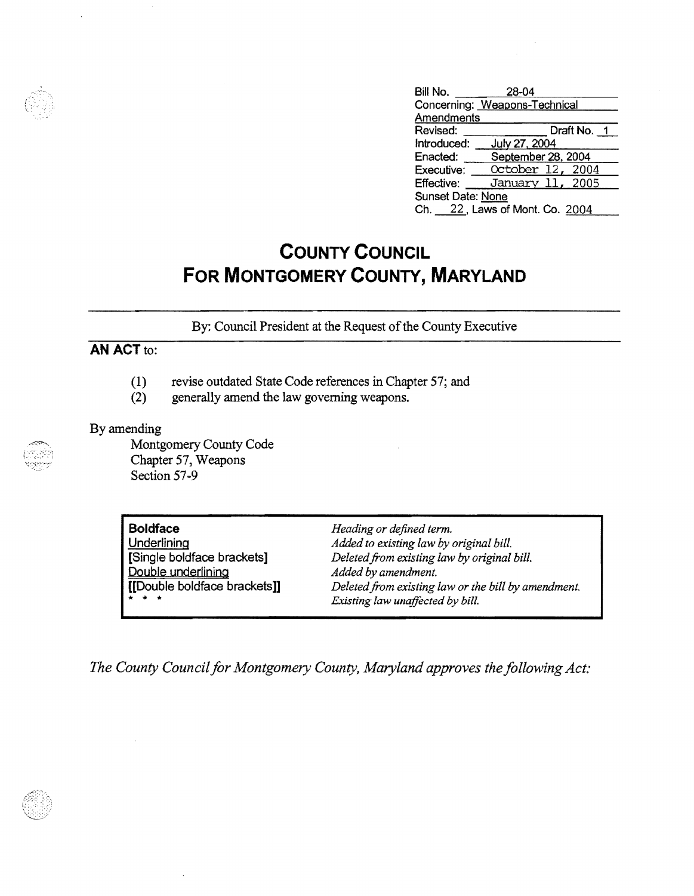Bill No. 28-04
Concerning: Weapons-Technical Amendments
Revised: Draft No. 1
Introduced: July 27, 2004
Enacted: September 28, 2004
Executive: October 12, 2004
Effective: January 11, 2005
Sunset Date: None
Ch. 22, Laws of Mont. Co. 2004

# COUNTY COUNCIL
# FOR MONTGOMERY COUNTY, MARYLAND

By: Council President at the Request of the County Executive

**AN ACT** to:

(1) revise outdated State Code references in Chapter 57; and
(2) generally amend the law governing weapons.

By amending
Montgomery County Code
Chapter 57, Weapons
Section 57-9

| | |
|---|---|
| **Boldface** | *Heading or defined term.* |
| Underlining | *Added to existing law by original bill.* |
| [Single boldface brackets] | *Deleted from existing law by original bill.* |
| Double underlining | *Added by amendment.* |
| [[Double boldface brackets]] | *Deleted from existing law or the bill by amendment.* |
| * * * | *Existing law unaffected by bill.* |

*The County Council for Montgomery County, Maryland approves the following Act:*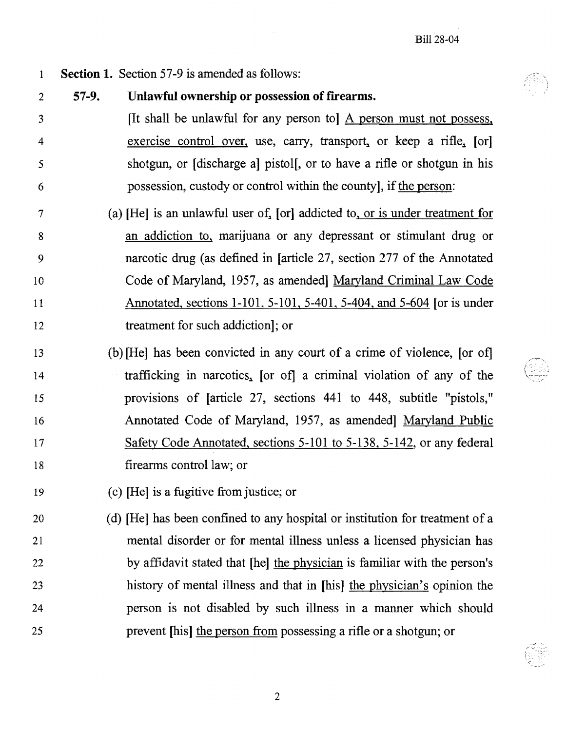**Section 1.** Section 57-9 is amended as follows:

**57-9. Unlawful ownership or possession of firearms.**

[It shall be unlawful for any person to] A person must not possess, exercise control over, use, carry, transport, or keep a rifle, [or] shotgun, or [discharge a] pistol[, or to have a rifle or shotgun in his possession, custody or control within the county], if the person:

(a) [He] is an unlawful user of, [or] addicted to, or is under treatment for an addiction to, marijuana or any depressant or stimulant drug or narcotic drug (as defined in [article 27, section 277 of the Annotated Code of Maryland, 1957, as amended] Maryland Criminal Law Code Annotated, sections 1-101, 5-101, 5-401, 5-404, and 5-604 [or is under treatment for such addiction]; or

(b) [He] has been convicted in any court of a crime of violence, [or of] trafficking in narcotics, [or of] a criminal violation of any of the provisions of [article 27, sections 441 to 448, subtitle "pistols," Annotated Code of Maryland, 1957, as amended] Maryland Public Safety Code Annotated, sections 5-101 to 5-138, 5-142, or any federal firearms control law; or

(c) [He] is a fugitive from justice; or

(d) [He] has been confined to any hospital or institution for treatment of a mental disorder or for mental illness unless a licensed physician has by affidavit stated that [he] the physician is familiar with the person's history of mental illness and that in [his] the physician's opinion the person is not disabled by such illness in a manner which should prevent [his] the person from possessing a rifle or a shotgun; or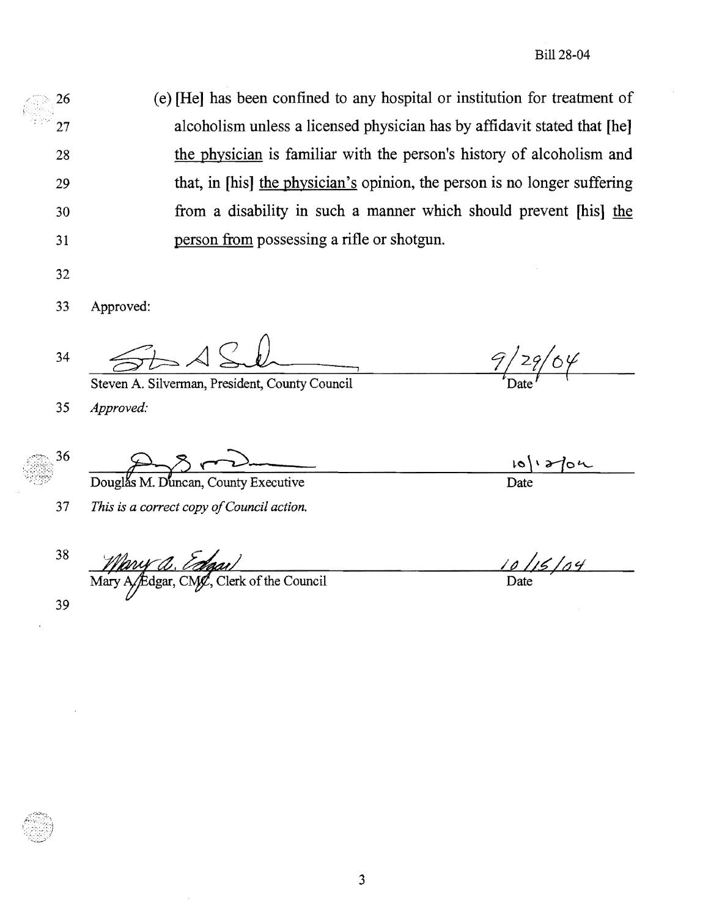26 (e) [He] has been confined to any hospital or institution for treatment of
27 alcoholism unless a licensed physician has by affidavit stated that [he]
28 the physician is familiar with the person's history of alcoholism and
29 that, in [his] the physician's opinion, the person is no longer suffering
30 from a disability in such a manner which should prevent [his] the
31 person from possessing a rifle or shotgun.

32

33 Approved:

34

Steven A. Silverman, President, County Council — Date: 9/29/04

35 *Approved:*

36

Douglas M. Duncan, County Executive — Date: 10/12/04

37 *This is a correct copy of Council action.*

38

Mary A. Edgar, CMC, Clerk of the Council — Date: 10/15/04

39